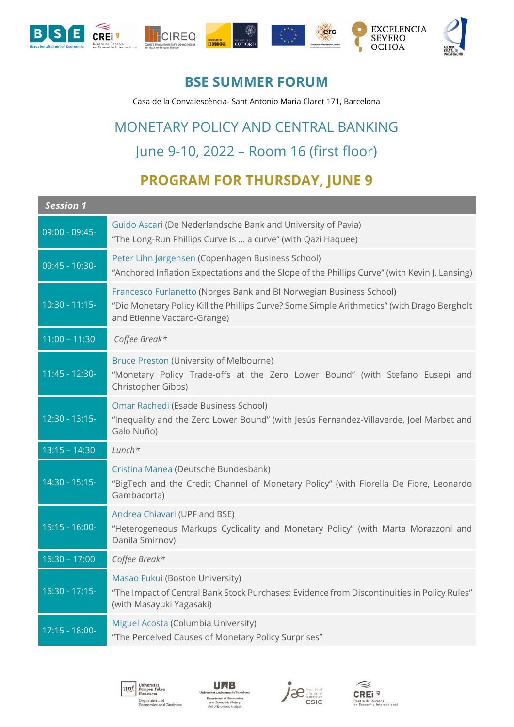# BSE SUMMER FORUM

Casa de la Convalescència- Sant Antonio Maria Claret 171, Barcelona

## MONETARY POLICY AND CENTRAL BANKING

## June 9-10, 2022 – Room 16 (first floor)

## PROGRAM FOR THURSDAY, JUNE 9

| ***Session 1*** | |
|---|---|
| 09:00 - 09:45- | Guido Ascari (De Nederlandsche Bank and University of Pavia)<br>"The Long-Run Phillips Curve is … a curve" (with Qazi Haquee) |
| 09:45 - 10:30- | Peter Lihn Jørgensen (Copenhagen Business School)<br>"Anchored Inflation Expectations and the Slope of the Phillips Curve" (with Kevin J. Lansing) |
| 10:30 - 11:15- | Francesco Furlanetto (Norges Bank and BI Norwegian Business School)<br>"Did Monetary Policy Kill the Phillips Curve? Some Simple Arithmetics" (with Drago Bergholt and Etienne Vaccaro-Grange) |
| 11:00 – 11:30 | *Coffee Break\** |
| 11:45 - 12:30- | Bruce Preston (University of Melbourne)<br>"Monetary Policy Trade-offs at the Zero Lower Bound" (with Stefano Eusepi and Christopher Gibbs) |
| 12:30 - 13:15- | Omar Rachedi (Esade Business School)<br>"Inequality and the Zero Lower Bound" (with Jesús Fernandez-Villaverde, Joel Marbet and Galo Nuño) |
| 13:15 – 14:30 | *Lunch\** |
| 14:30 - 15:15- | Cristina Manea (Deutsche Bundesbank)<br>"BigTech and the Credit Channel of Monetary Policy" (with Fiorella De Fiore, Leonardo Gambacorta) |
| 15:15 - 16:00- | Andrea Chiavari (UPF and BSE)<br>"Heterogeneous Markups Cyclicality and Monetary Policy" (with Marta Morazzoni and Danila Smirnov) |
| 16:30 – 17:00 | *Coffee Break\** |
| 16:30 - 17:15- | Masao Fukui (Boston University)<br>"The Impact of Central Bank Stock Purchases: Evidence from Discontinuities in Policy Rules" (with Masayuki Yagasaki) |
| 17:15 - 18:00- | Miguel Acosta (Columbia University)<br>"The Perceived Causes of Monetary Policy Surprises" |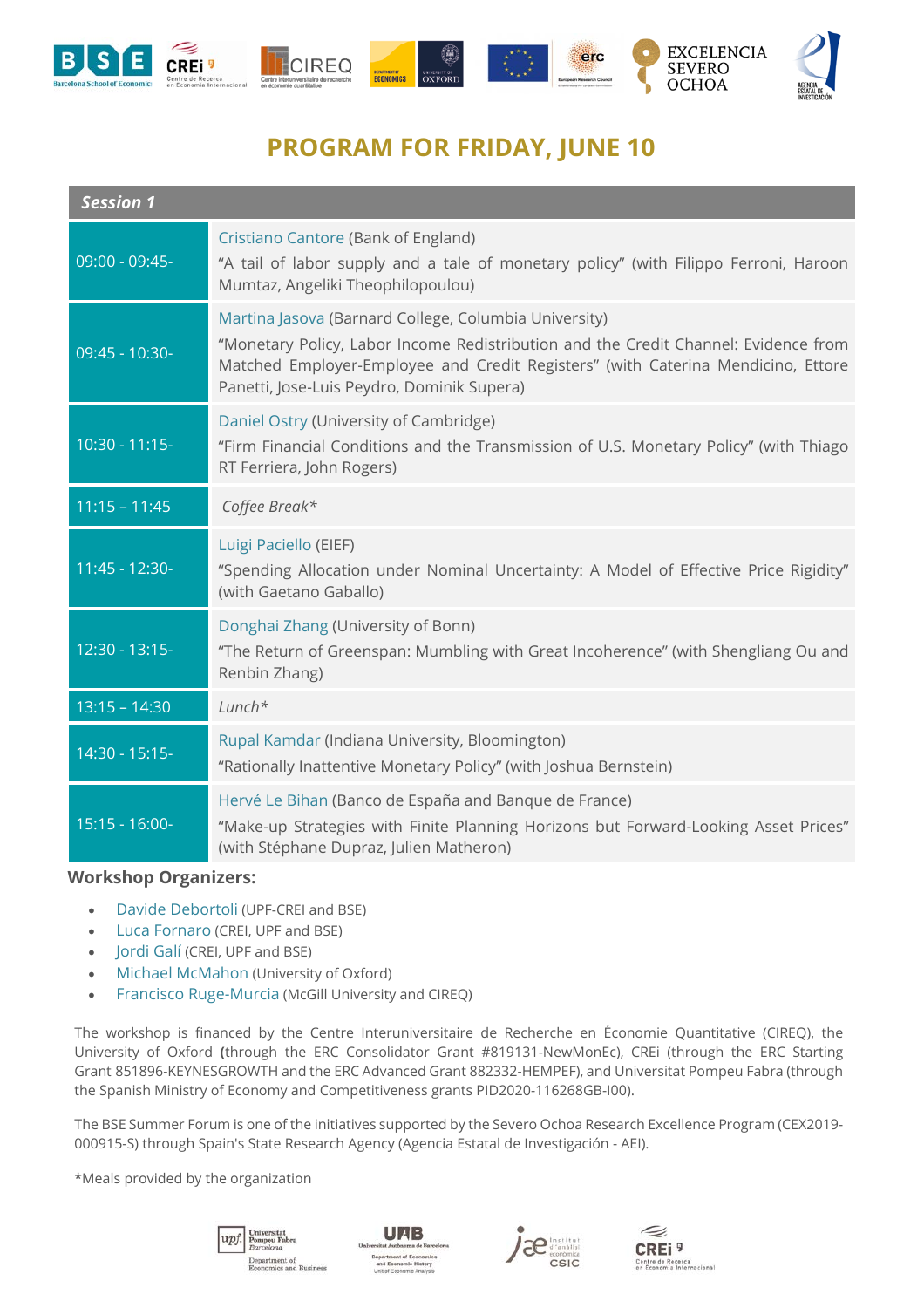# PROGRAM FOR FRIDAY, JUNE 10

| *Session 1* | |
|---|---|
| 09:00 - 09:45- | Cristiano Cantore (Bank of England)<br>"A tail of labor supply and a tale of monetary policy" (with Filippo Ferroni, Haroon Mumtaz, Angeliki Theophilopoulou) |
| 09:45 - 10:30- | Martina Jasova (Barnard College, Columbia University)<br>"Monetary Policy, Labor Income Redistribution and the Credit Channel: Evidence from Matched Employer-Employee and Credit Registers" (with Caterina Mendicino, Ettore Panetti, Jose-Luis Peydro, Dominik Supera) |
| 10:30 - 11:15- | Daniel Ostry (University of Cambridge)<br>"Firm Financial Conditions and the Transmission of U.S. Monetary Policy" (with Thiago RT Ferriera, John Rogers) |
| 11:15 – 11:45 | *Coffee Break** |
| 11:45 - 12:30- | Luigi Paciello (EIEF)<br>"Spending Allocation under Nominal Uncertainty: A Model of Effective Price Rigidity" (with Gaetano Gaballo) |
| 12:30 - 13:15- | Donghai Zhang (University of Bonn)<br>"The Return of Greenspan: Mumbling with Great Incoherence" (with Shengliang Ou and Renbin Zhang) |
| 13:15 – 14:30 | *Lunch** |
| 14:30 - 15:15- | Rupal Kamdar (Indiana University, Bloomington)<br>"Rationally Inattentive Monetary Policy" (with Joshua Bernstein) |
| 15:15 - 16:00- | Hervé Le Bihan (Banco de España and Banque de France)<br>"Make-up Strategies with Finite Planning Horizons but Forward-Looking Asset Prices" (with Stéphane Dupraz, Julien Matheron) |

**Workshop Organizers:**

- Davide Debortoli (UPF-CREI and BSE)
- Luca Fornaro (CREI, UPF and BSE)
- Jordi Galí (CREI, UPF and BSE)
- Michael McMahon (University of Oxford)
- Francisco Ruge-Murcia (McGill University and CIREQ)

The workshop is financed by the Centre Interuniversitaire de Recherche en Économie Quantitative (CIREQ), the University of Oxford (through the ERC Consolidator Grant #819131-NewMonEc), CREi (through the ERC Starting Grant 851896-KEYNESGROWTH and the ERC Advanced Grant 882332-HEMPEF), and Universitat Pompeu Fabra (through the Spanish Ministry of Economy and Competitiveness grants PID2020-116268GB-I00).

The BSE Summer Forum is one of the initiatives supported by the Severo Ochoa Research Excellence Program (CEX2019-000915-S) through Spain's State Research Agency (Agencia Estatal de Investigación - AEI).

*Meals provided by the organization